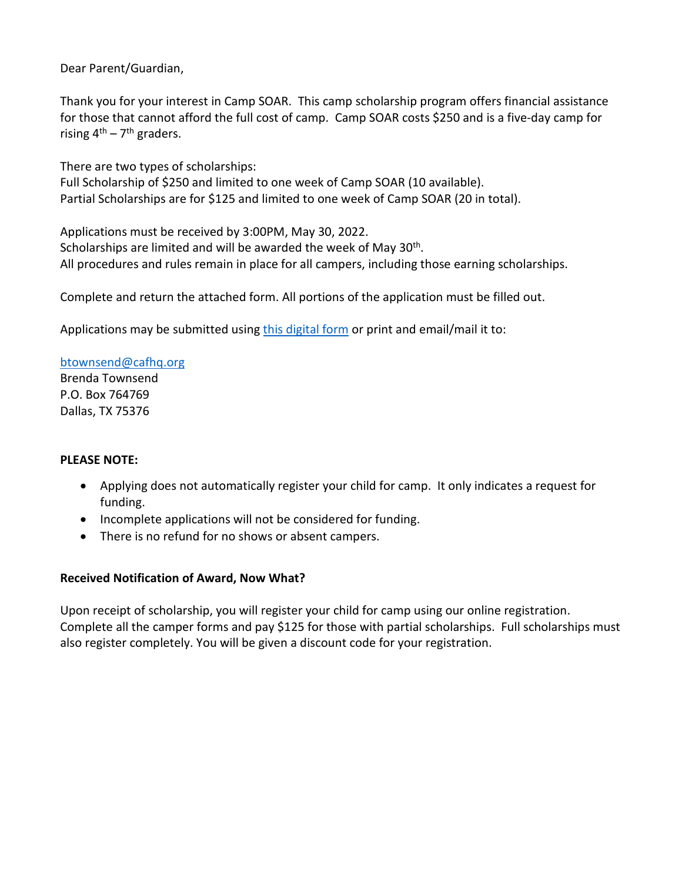Dear Parent/Guardian,

Thank you for your interest in Camp SOAR. This camp scholarship program offers financial assistance for those that cannot afford the full cost of camp. Camp SOAR costs $250 and is a five-day camp for rising 4th – 7th graders.

There are two types of scholarships:
Full Scholarship of $250 and limited to one week of Camp SOAR (10 available).
Partial Scholarships are for $125 and limited to one week of Camp SOAR (20 in total).

Applications must be received by 3:00PM, May 30, 2022.
Scholarships are limited and will be awarded the week of May 30th.
All procedures and rules remain in place for all campers, including those earning scholarships.

Complete and return the attached form. All portions of the application must be filled out.

Applications may be submitted using this digital form or print and email/mail it to:

btownsend@cafhq.org
Brenda Townsend
P.O. Box 764769
Dallas, TX 75376

**PLEASE NOTE:**

- Applying does not automatically register your child for camp. It only indicates a request for funding.
- Incomplete applications will not be considered for funding.
- There is no refund for no shows or absent campers.

**Received Notification of Award, Now What?**

Upon receipt of scholarship, you will register your child for camp using our online registration. Complete all the camper forms and pay $125 for those with partial scholarships. Full scholarships must also register completely. You will be given a discount code for your registration.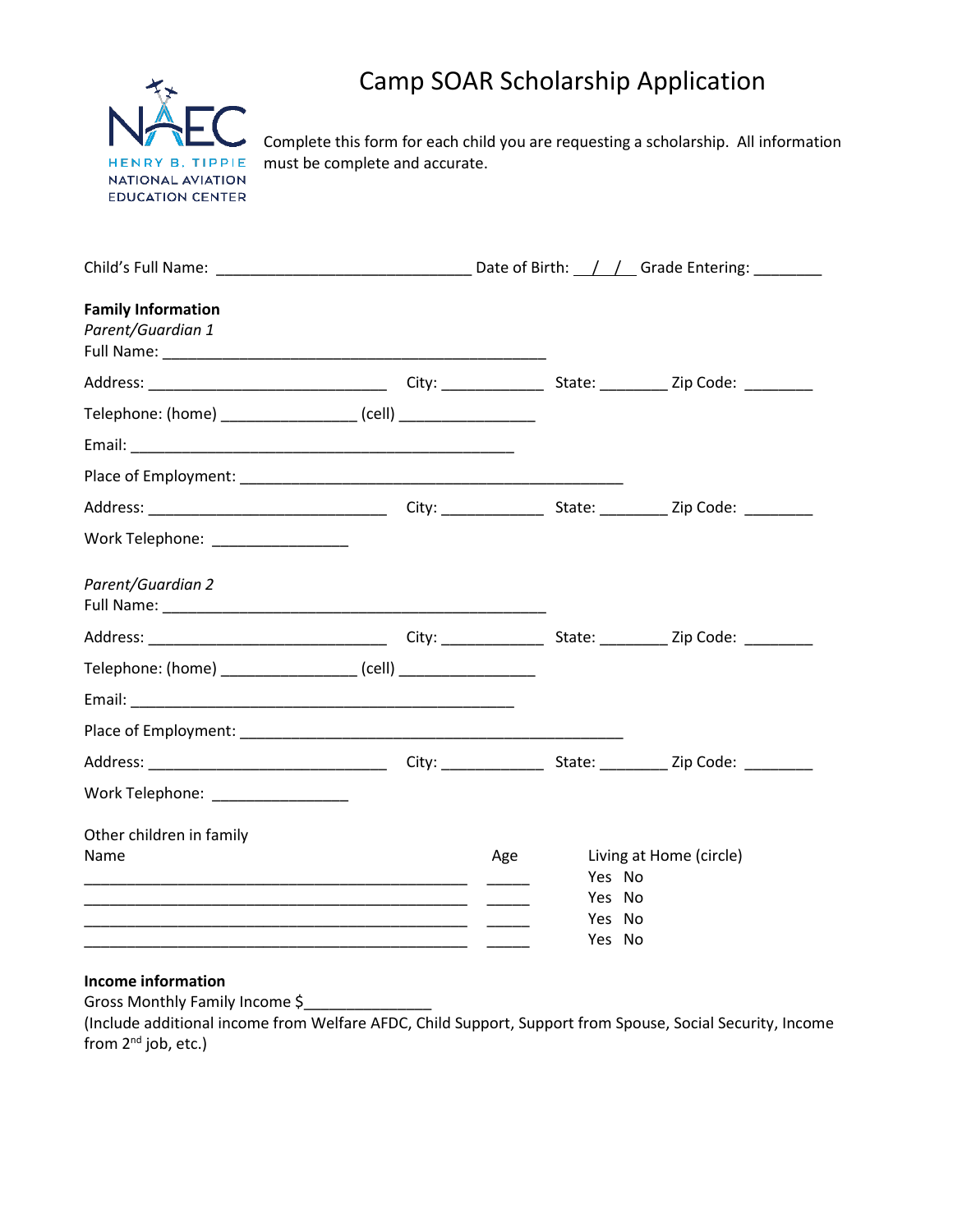# Camp SOAR Scholarship Application

HENRY B. TIPPIE NATIONAL AVIATION EDUCATION CENTER

Complete this form for each child you are requesting a scholarship. All information must be complete and accurate.

Child's Full Name: ______________________________ Date of Birth: __/__/__ Grade Entering: ________

**Family Information**

*Parent/Guardian 1*

Full Name: _____________________________________________

Address: ____________________________ City: ____________ State: ________ Zip Code: ________

Telephone: (home) ________________ (cell) ________________

Email: _____________________________________________

Place of Employment: _____________________________________________

Address: ____________________________ City: ____________ State: ________ Zip Code: ________

Work Telephone: ________________

*Parent/Guardian 2*

Full Name: _____________________________________________

Address: ____________________________ City: ____________ State: ________ Zip Code: ________

Telephone: (home) ________________ (cell) ________________

Email: _____________________________________________

Place of Employment: _____________________________________________

Address: ____________________________ City: ____________ State: ________ Zip Code: ________

Work Telephone: ________________

Other children in family

| Name | Age | Living at Home (circle) |
|---|---|---|
| _____________________________________________ | _____ | Yes No |
| _____________________________________________ | _____ | Yes No |
| _____________________________________________ | _____ | Yes No |
| _____________________________________________ | _____ | Yes No |

**Income information**

Gross Monthly Family Income $_______________

(Include additional income from Welfare AFDC, Child Support, Support from Spouse, Social Security, Income from 2nd job, etc.)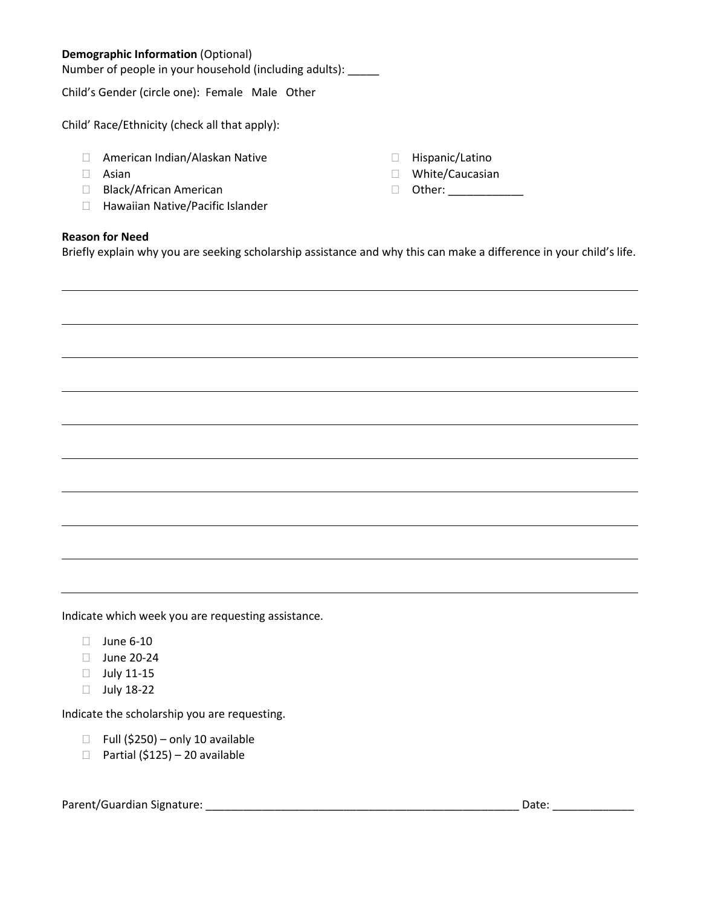**Demographic Information** (Optional)

Number of people in your household (including adults): _____

Child's Gender (circle one): Female Male Other

Child' Race/Ethnicity (check all that apply):

- ☐ American Indian/Alaskan Native
- ☐ Asian
- ☐ Black/African American
- ☐ Hawaiian Native/Pacific Islander
- ☐ Hispanic/Latino
- ☐ White/Caucasian
- ☐ Other: ____________

**Reason for Need**

Briefly explain why you are seeking scholarship assistance and why this can make a difference in your child's life.

_______________________________________________________________________________

_______________________________________________________________________________

_______________________________________________________________________________

_______________________________________________________________________________

_______________________________________________________________________________

_______________________________________________________________________________

_______________________________________________________________________________

_______________________________________________________________________________

_______________________________________________________________________________

_______________________________________________________________________________

Indicate which week you are requesting assistance.

- ☐ June 6-10
- ☐ June 20-24
- ☐ July 11-15
- ☐ July 18-22

Indicate the scholarship you are requesting.

- ☐ Full ($250) – only 10 available
- ☐ Partial ($125) – 20 available

Parent/Guardian Signature: ____________________________________________________ Date: _____________